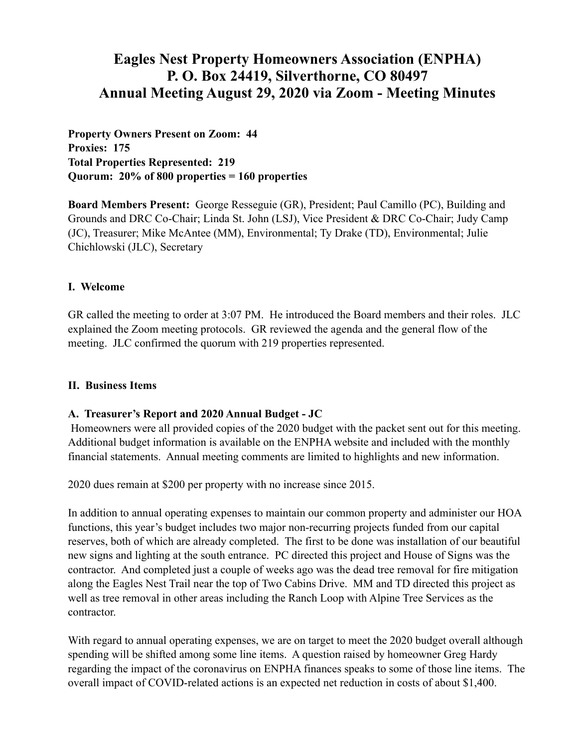# Eagles Nest Property Homeowners Association (ENPHA)
# P. O. Box 24419, Silverthorne, CO 80497
# Annual Meeting August 29, 2020 via Zoom - Meeting Minutes

**Property Owners Present on Zoom: 44**
**Proxies: 175**
**Total Properties Represented: 219**
**Quorum: 20% of 800 properties = 160 properties**

**Board Members Present:** George Resseguie (GR), President; Paul Camillo (PC), Building and Grounds and DRC Co-Chair; Linda St. John (LSJ), Vice President & DRC Co-Chair; Judy Camp (JC), Treasurer; Mike McAntee (MM), Environmental; Ty Drake (TD), Environmental; Julie Chichlowski (JLC), Secretary

## I. Welcome

GR called the meeting to order at 3:07 PM. He introduced the Board members and their roles. JLC explained the Zoom meeting protocols. GR reviewed the agenda and the general flow of the meeting. JLC confirmed the quorum with 219 properties represented.

## II. Business Items

### A. Treasurer's Report and 2020 Annual Budget - JC

Homeowners were all provided copies of the 2020 budget with the packet sent out for this meeting. Additional budget information is available on the ENPHA website and included with the monthly financial statements. Annual meeting comments are limited to highlights and new information.

2020 dues remain at $200 per property with no increase since 2015.

In addition to annual operating expenses to maintain our common property and administer our HOA functions, this year's budget includes two major non-recurring projects funded from our capital reserves, both of which are already completed. The first to be done was installation of our beautiful new signs and lighting at the south entrance. PC directed this project and House of Signs was the contractor. And completed just a couple of weeks ago was the dead tree removal for fire mitigation along the Eagles Nest Trail near the top of Two Cabins Drive. MM and TD directed this project as well as tree removal in other areas including the Ranch Loop with Alpine Tree Services as the contractor.

With regard to annual operating expenses, we are on target to meet the 2020 budget overall although spending will be shifted among some line items. A question raised by homeowner Greg Hardy regarding the impact of the coronavirus on ENPHA finances speaks to some of those line items. The overall impact of COVID-related actions is an expected net reduction in costs of about $1,400.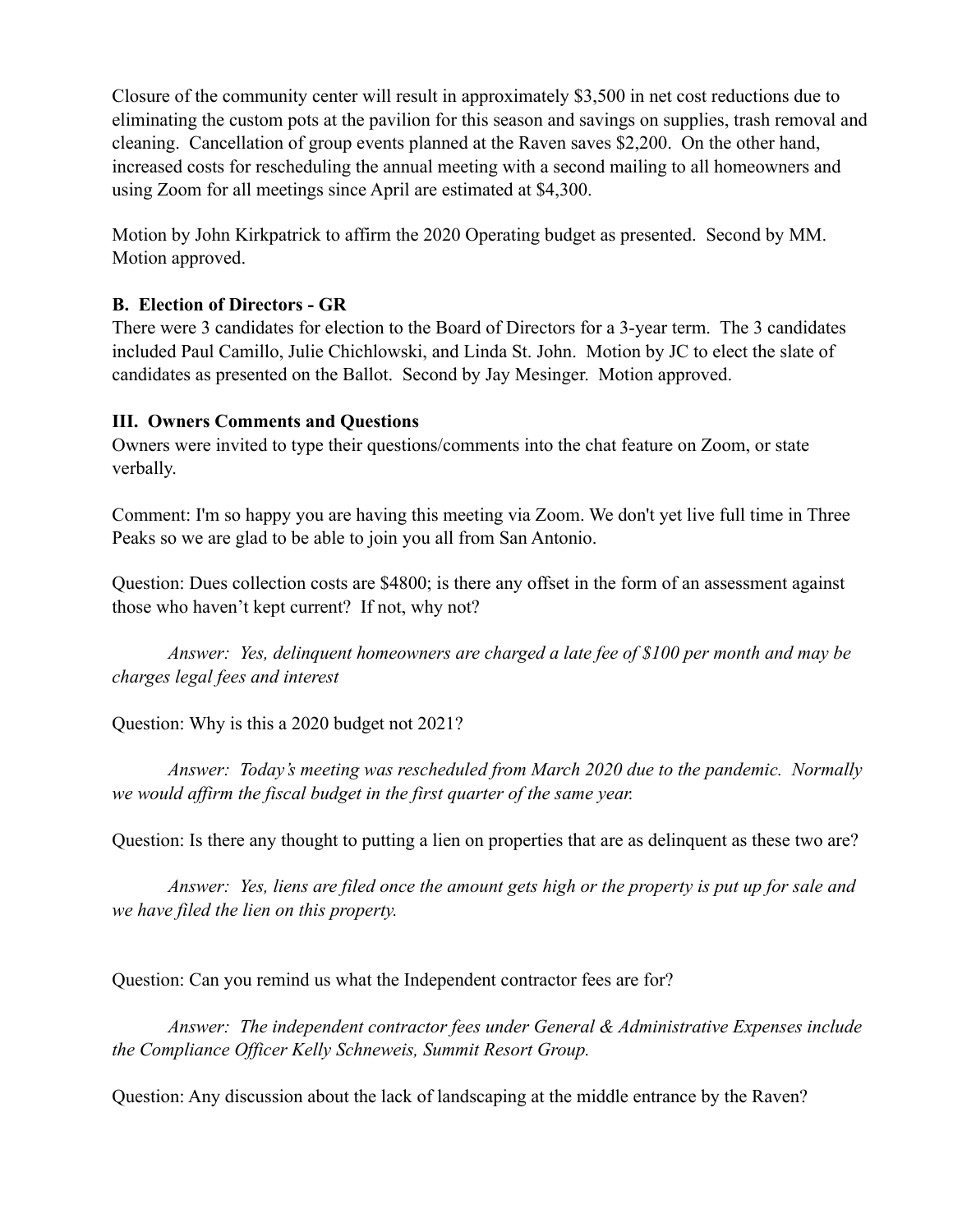Closure of the community center will result in approximately $3,500 in net cost reductions due to eliminating the custom pots at the pavilion for this season and savings on supplies, trash removal and cleaning. Cancellation of group events planned at the Raven saves $2,200. On the other hand, increased costs for rescheduling the annual meeting with a second mailing to all homeowners and using Zoom for all meetings since April are estimated at $4,300.

Motion by John Kirkpatrick to affirm the 2020 Operating budget as presented. Second by MM. Motion approved.

**B. Election of Directors - GR**

There were 3 candidates for election to the Board of Directors for a 3-year term. The 3 candidates included Paul Camillo, Julie Chichlowski, and Linda St. John. Motion by JC to elect the slate of candidates as presented on the Ballot. Second by Jay Mesinger. Motion approved.

**III. Owners Comments and Questions**

Owners were invited to type their questions/comments into the chat feature on Zoom, or state verbally.

Comment: I'm so happy you are having this meeting via Zoom. We don't yet live full time in Three Peaks so we are glad to be able to join you all from San Antonio.

Question: Dues collection costs are $4800; is there any offset in the form of an assessment against those who haven't kept current? If not, why not?

> *Answer: Yes, delinquent homeowners are charged a late fee of $100 per month and may be charges legal fees and interest*

Question: Why is this a 2020 budget not 2021?

> *Answer: Today's meeting was rescheduled from March 2020 due to the pandemic. Normally we would affirm the fiscal budget in the first quarter of the same year.*

Question: Is there any thought to putting a lien on properties that are as delinquent as these two are?

> *Answer: Yes, liens are filed once the amount gets high or the property is put up for sale and we have filed the lien on this property.*

Question: Can you remind us what the Independent contractor fees are for?

> *Answer: The independent contractor fees under General & Administrative Expenses include the Compliance Officer Kelly Schneweis, Summit Resort Group.*

Question: Any discussion about the lack of landscaping at the middle entrance by the Raven?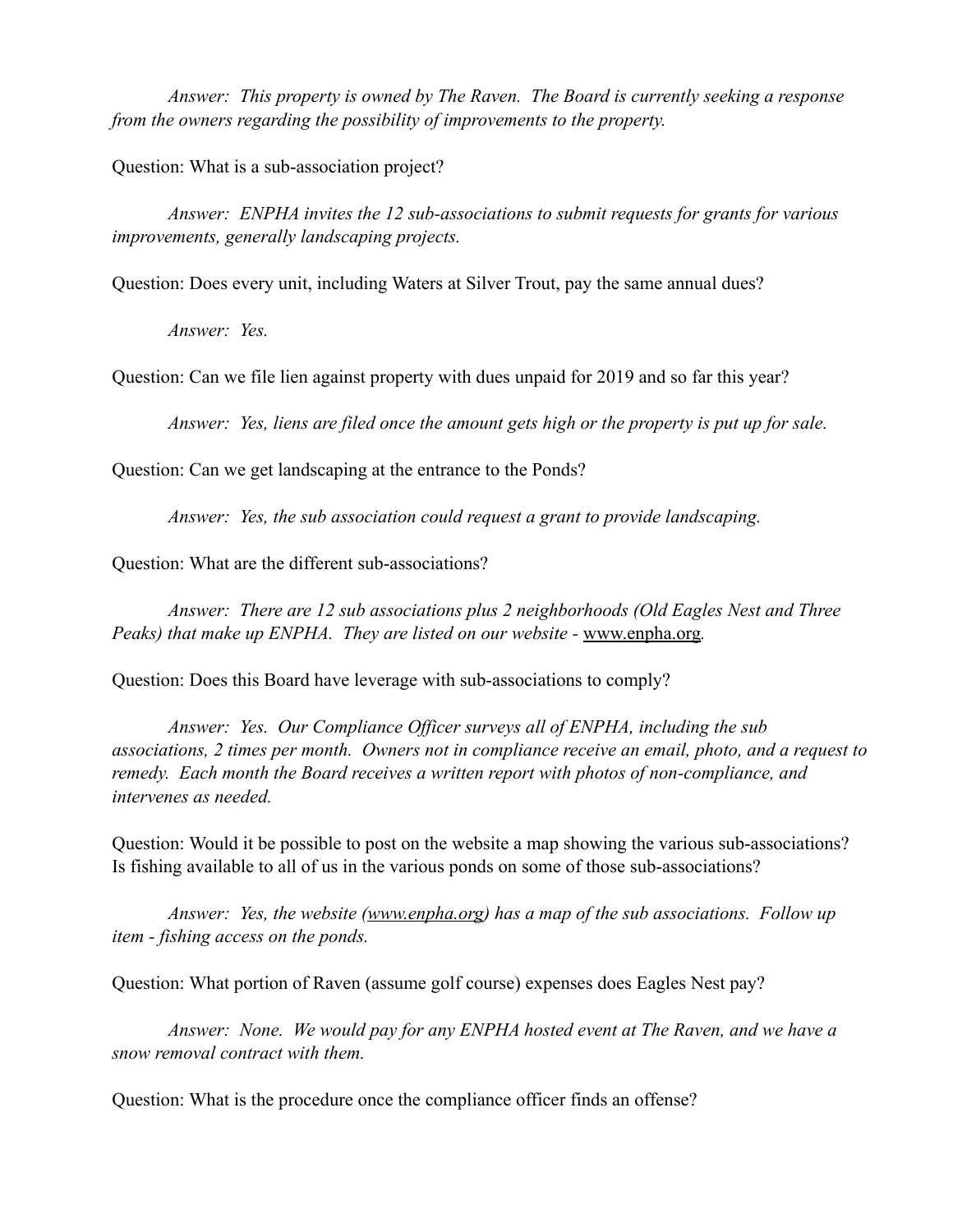*Answer: This property is owned by The Raven. The Board is currently seeking a response from the owners regarding the possibility of improvements to the property.*

Question: What is a sub-association project?

*Answer: ENPHA invites the 12 sub-associations to submit requests for grants for various improvements, generally landscaping projects.*

Question: Does every unit, including Waters at Silver Trout, pay the same annual dues?

*Answer: Yes.*

Question: Can we file lien against property with dues unpaid for 2019 and so far this year?

*Answer: Yes, liens are filed once the amount gets high or the property is put up for sale.*

Question: Can we get landscaping at the entrance to the Ponds?

*Answer: Yes, the sub association could request a grant to provide landscaping.*

Question: What are the different sub-associations?

*Answer: There are 12 sub associations plus 2 neighborhoods (Old Eagles Nest and Three Peaks) that make up ENPHA. They are listed on our website - www.enpha.org.*

Question: Does this Board have leverage with sub-associations to comply?

*Answer: Yes. Our Compliance Officer surveys all of ENPHA, including the sub associations, 2 times per month. Owners not in compliance receive an email, photo, and a request to remedy. Each month the Board receives a written report with photos of non-compliance, and intervenes as needed.*

Question: Would it be possible to post on the website a map showing the various sub-associations? Is fishing available to all of us in the various ponds on some of those sub-associations?

*Answer: Yes, the website (www.enpha.org) has a map of the sub associations. Follow up item - fishing access on the ponds.*

Question: What portion of Raven (assume golf course) expenses does Eagles Nest pay?

*Answer: None. We would pay for any ENPHA hosted event at The Raven, and we have a snow removal contract with them.*

Question: What is the procedure once the compliance officer finds an offense?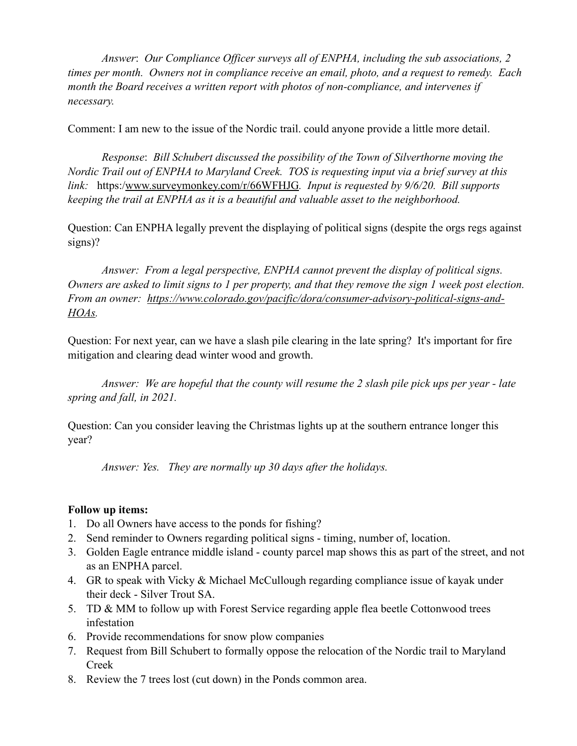*Answer*: *Our Compliance Officer surveys all of ENPHA, including the sub associations, 2 times per month. Owners not in compliance receive an email, photo, and a request to remedy. Each month the Board receives a written report with photos of non-compliance, and intervenes if necessary.*

Comment: I am new to the issue of the Nordic trail. could anyone provide a little more detail.

*Response*: *Bill Schubert discussed the possibility of the Town of Silverthorne moving the Nordic Trail out of ENPHA to Maryland Creek. TOS is requesting input via a brief survey at this link:* https:/www.surveymonkey.com/r/66WFHJG. *Input is requested by 9/6/20. Bill supports keeping the trail at ENPHA as it is a beautiful and valuable asset to the neighborhood.*

Question: Can ENPHA legally prevent the displaying of political signs (despite the orgs regs against signs)?

*Answer: From a legal perspective, ENPHA cannot prevent the display of political signs. Owners are asked to limit signs to 1 per property, and that they remove the sign 1 week post election. From an owner: https://www.colorado.gov/pacific/dora/consumer-advisory-political-signs-and-HOAs.*

Question: For next year, can we have a slash pile clearing in the late spring? It's important for fire mitigation and clearing dead winter wood and growth.

*Answer: We are hopeful that the county will resume the 2 slash pile pick ups per year - late spring and fall, in 2021.*

Question: Can you consider leaving the Christmas lights up at the southern entrance longer this year?

*Answer: Yes. They are normally up 30 days after the holidays.*

**Follow up items:**

1. Do all Owners have access to the ponds for fishing?
2. Send reminder to Owners regarding political signs - timing, number of, location.
3. Golden Eagle entrance middle island - county parcel map shows this as part of the street, and not as an ENPHA parcel.
4. GR to speak with Vicky & Michael McCullough regarding compliance issue of kayak under their deck - Silver Trout SA.
5. TD & MM to follow up with Forest Service regarding apple flea beetle Cottonwood trees infestation
6. Provide recommendations for snow plow companies
7. Request from Bill Schubert to formally oppose the relocation of the Nordic trail to Maryland Creek
8. Review the 7 trees lost (cut down) in the Ponds common area.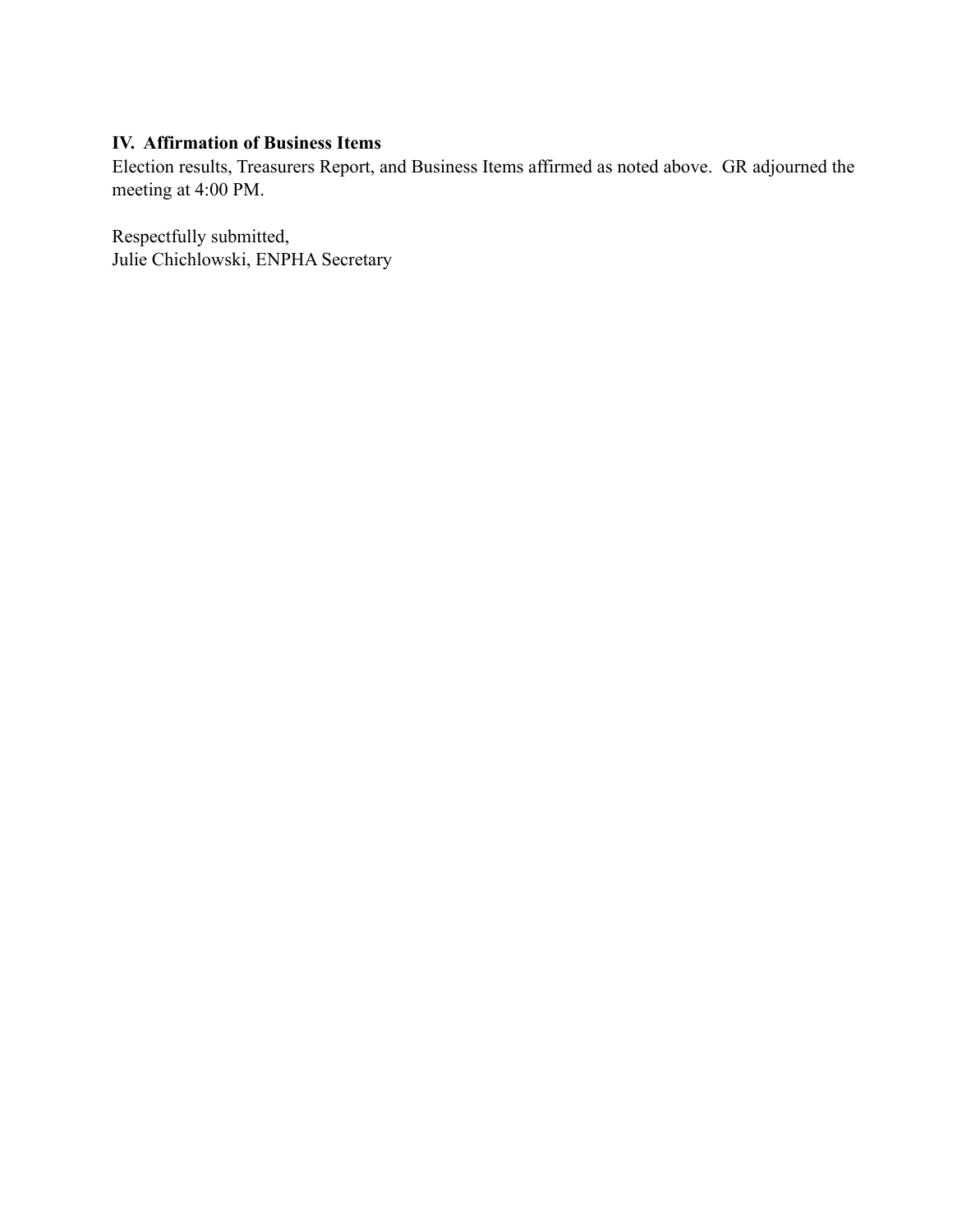**IV. Affirmation of Business Items**

Election results, Treasurers Report, and Business Items affirmed as noted above. GR adjourned the meeting at 4:00 PM.

Respectfully submitted,
Julie Chichlowski, ENPHA Secretary